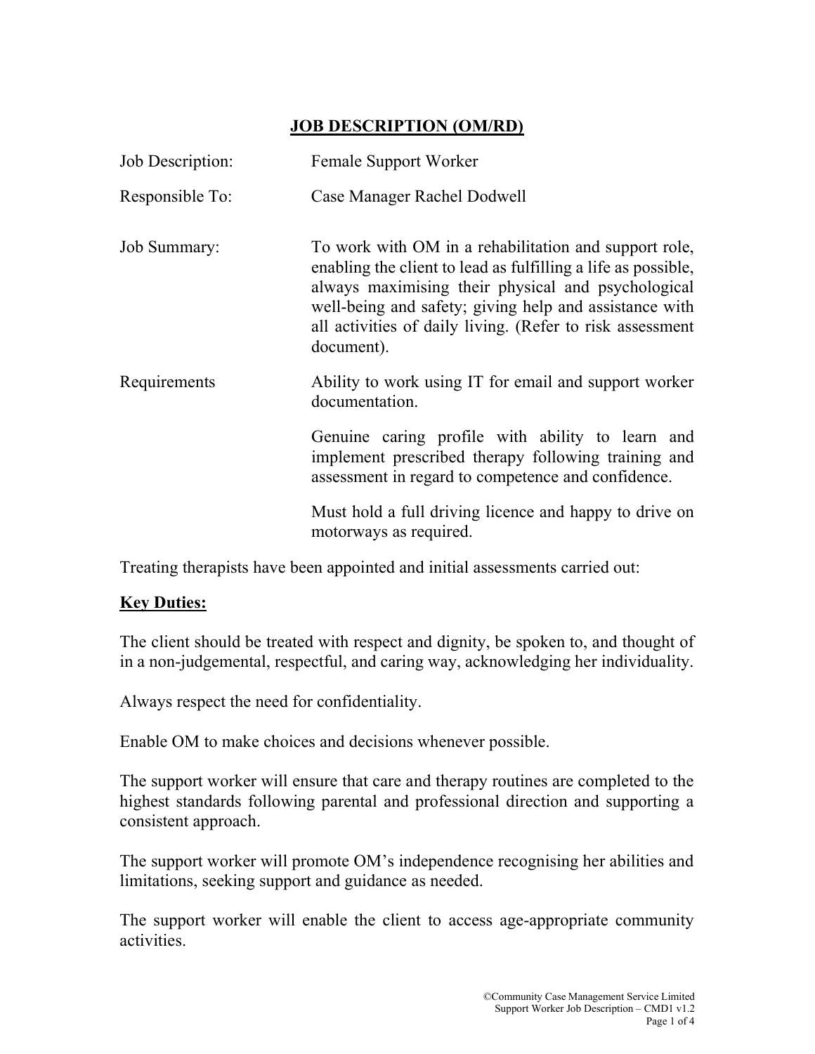# JOB DESCRIPTION (OM/RD)

| | |
|---|---|
| Job Description: | Female Support Worker |
| Responsible To: | Case Manager Rachel Dodwell |
| Job Summary: | To work with OM in a rehabilitation and support role, enabling the client to lead as fulfilling a life as possible, always maximising their physical and psychological well-being and safety; giving help and assistance with all activities of daily living. (Refer to risk assessment document). |
| Requirements | Ability to work using IT for email and support worker documentation.<br><br>Genuine caring profile with ability to learn and implement prescribed therapy following training and assessment in regard to competence and confidence.<br><br>Must hold a full driving licence and happy to drive on motorways as required. |

Treating therapists have been appointed and initial assessments carried out:

## Key Duties:

The client should be treated with respect and dignity, be spoken to, and thought of in a non-judgemental, respectful, and caring way, acknowledging her individuality.

Always respect the need for confidentiality.

Enable OM to make choices and decisions whenever possible.

The support worker will ensure that care and therapy routines are completed to the highest standards following parental and professional direction and supporting a consistent approach.

The support worker will promote OM's independence recognising her abilities and limitations, seeking support and guidance as needed.

The support worker will enable the client to access age-appropriate community activities.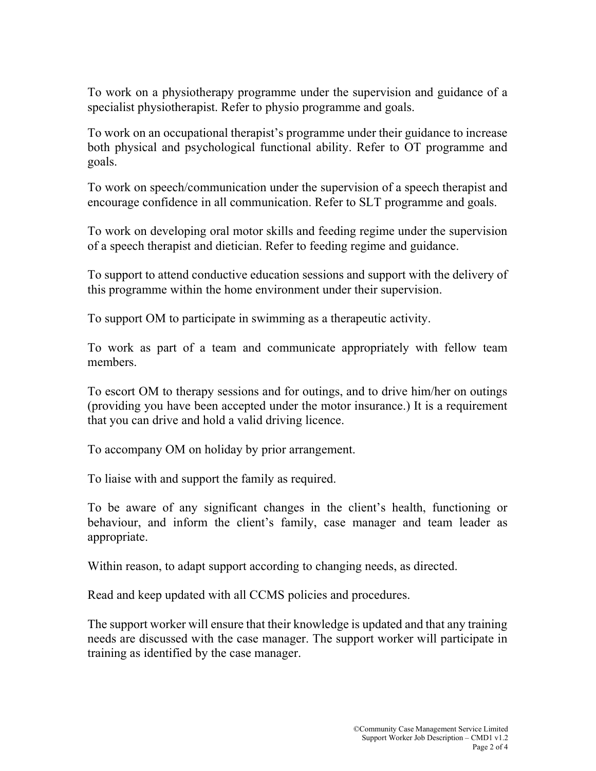To work on a physiotherapy programme under the supervision and guidance of a specialist physiotherapist. Refer to physio programme and goals.

To work on an occupational therapist's programme under their guidance to increase both physical and psychological functional ability. Refer to OT programme and goals.

To work on speech/communication under the supervision of a speech therapist and encourage confidence in all communication. Refer to SLT programme and goals.

To work on developing oral motor skills and feeding regime under the supervision of a speech therapist and dietician. Refer to feeding regime and guidance.

To support to attend conductive education sessions and support with the delivery of this programme within the home environment under their supervision.

To support OM to participate in swimming as a therapeutic activity.

To work as part of a team and communicate appropriately with fellow team members.

To escort OM to therapy sessions and for outings, and to drive him/her on outings (providing you have been accepted under the motor insurance.) It is a requirement that you can drive and hold a valid driving licence.

To accompany OM on holiday by prior arrangement.

To liaise with and support the family as required.

To be aware of any significant changes in the client's health, functioning or behaviour, and inform the client's family, case manager and team leader as appropriate.

Within reason, to adapt support according to changing needs, as directed.

Read and keep updated with all CCMS policies and procedures.

The support worker will ensure that their knowledge is updated and that any training needs are discussed with the case manager. The support worker will participate in training as identified by the case manager.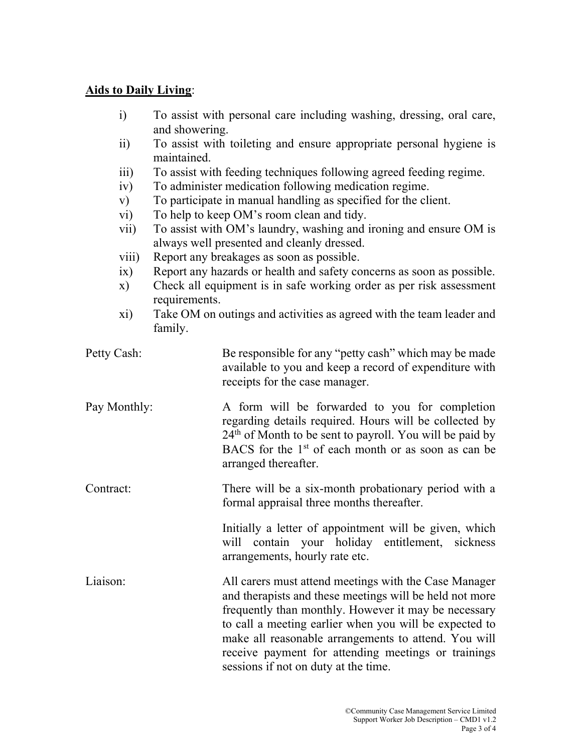**Aids to Daily Living**:

i) To assist with personal care including washing, dressing, oral care, and showering.
ii) To assist with toileting and ensure appropriate personal hygiene is maintained.
iii) To assist with feeding techniques following agreed feeding regime.
iv) To administer medication following medication regime.
v) To participate in manual handling as specified for the client.
vi) To help to keep OM's room clean and tidy.
vii) To assist with OM's laundry, washing and ironing and ensure OM is always well presented and cleanly dressed.
viii) Report any breakages as soon as possible.
ix) Report any hazards or health and safety concerns as soon as possible.
x) Check all equipment is in safe working order as per risk assessment requirements.
xi) Take OM on outings and activities as agreed with the team leader and family.

Petty Cash: Be responsible for any "petty cash" which may be made available to you and keep a record of expenditure with receipts for the case manager.

Pay Monthly: A form will be forwarded to you for completion regarding details required. Hours will be collected by 24th of Month to be sent to payroll. You will be paid by BACS for the 1st of each month or as soon as can be arranged thereafter.

Contract: There will be a six-month probationary period with a formal appraisal three months thereafter.

Initially a letter of appointment will be given, which will contain your holiday entitlement, sickness arrangements, hourly rate etc.

Liaison: All carers must attend meetings with the Case Manager and therapists and these meetings will be held not more frequently than monthly. However it may be necessary to call a meeting earlier when you will be expected to make all reasonable arrangements to attend. You will receive payment for attending meetings or trainings sessions if not on duty at the time.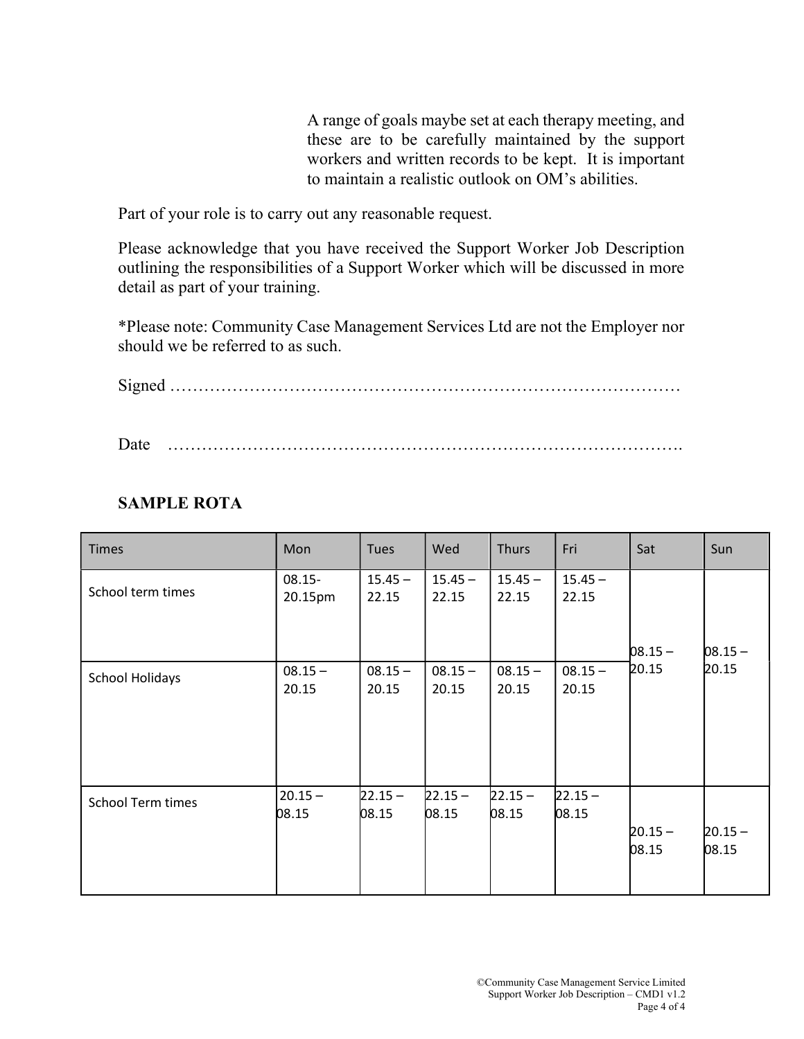A range of goals maybe set at each therapy meeting, and these are to be carefully maintained by the support workers and written records to be kept. It is important to maintain a realistic outlook on OM's abilities.

Part of your role is to carry out any reasonable request.

Please acknowledge that you have received the Support Worker Job Description outlining the responsibilities of a Support Worker which will be discussed in more detail as part of your training.

*Please note: Community Case Management Services Ltd are not the Employer nor should we be referred to as such.

Signed ………………………………………………………………………………

Date ……………………………………………………………………………….

## SAMPLE ROTA

| Times | Mon | Tues | Wed | Thurs | Fri | Sat | Sun |
|---|---|---|---|---|---|---|---|
| School term times | 08.15-20.15pm | 15.45 – 22.15 | 15.45 – 22.15 | 15.45 – 22.15 | 15.45 – 22.15 | 08.15 – 20.15 | 08.15 – 20.15 |
| School Holidays | 08.15 – 20.15 | 08.15 – 20.15 | 08.15 – 20.15 | 08.15 – 20.15 | 08.15 – 20.15 | | |
| School Term times | 20.15 – 08.15 | 22.15 – 08.15 | 22.15 – 08.15 | 22.15 – 08.15 | 22.15 – 08.15 | 20.15 – 08.15 | 20.15 – 08.15 |

©Community Case Management Service Limited
Support Worker Job Description – CMD1 v1.2